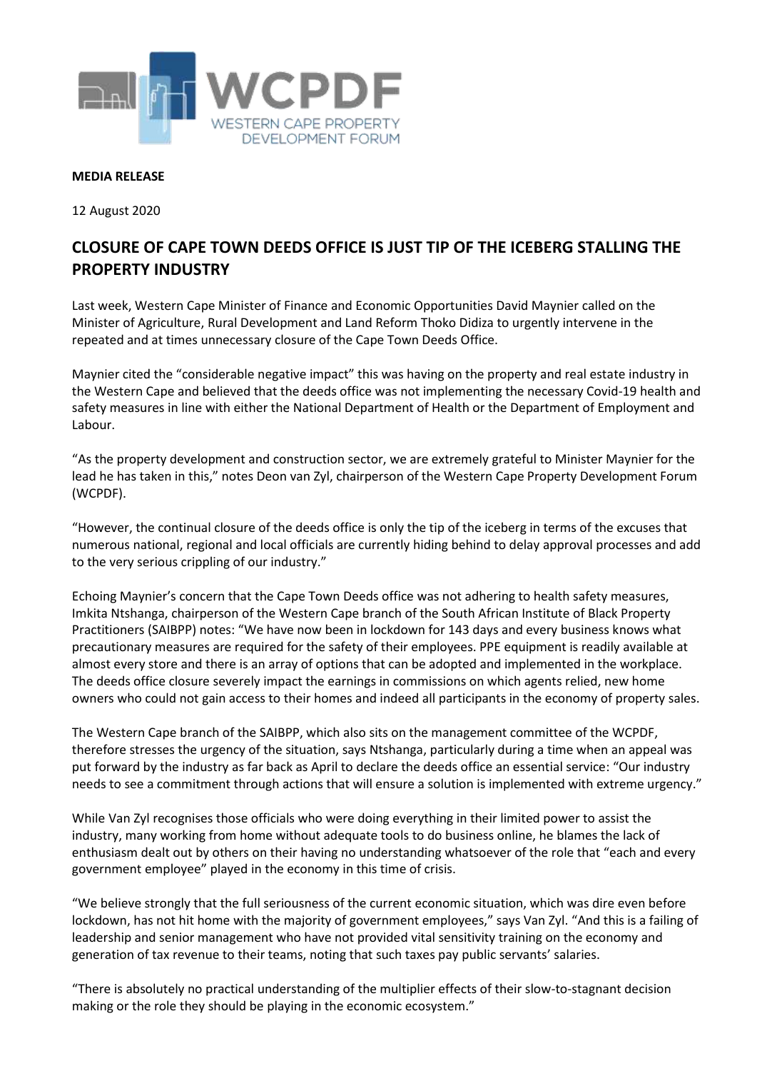WCPDF
WESTERN CAPE PROPERTY DEVELOPMENT FORUM

**MEDIA RELEASE**

12 August 2020

## CLOSURE OF CAPE TOWN DEEDS OFFICE IS JUST TIP OF THE ICEBERG STALLING THE PROPERTY INDUSTRY

Last week, Western Cape Minister of Finance and Economic Opportunities David Maynier called on the Minister of Agriculture, Rural Development and Land Reform Thoko Didiza to urgently intervene in the repeated and at times unnecessary closure of the Cape Town Deeds Office.

Maynier cited the "considerable negative impact" this was having on the property and real estate industry in the Western Cape and believed that the deeds office was not implementing the necessary Covid-19 health and safety measures in line with either the National Department of Health or the Department of Employment and Labour.

"As the property development and construction sector, we are extremely grateful to Minister Maynier for the lead he has taken in this," notes Deon van Zyl, chairperson of the Western Cape Property Development Forum (WCPDF).

"However, the continual closure of the deeds office is only the tip of the iceberg in terms of the excuses that numerous national, regional and local officials are currently hiding behind to delay approval processes and add to the very serious crippling of our industry."

Echoing Maynier's concern that the Cape Town Deeds office was not adhering to health safety measures, Imkita Ntshanga, chairperson of the Western Cape branch of the South African Institute of Black Property Practitioners (SAIBPP) notes: "We have now been in lockdown for 143 days and every business knows what precautionary measures are required for the safety of their employees. PPE equipment is readily available at almost every store and there is an array of options that can be adopted and implemented in the workplace. The deeds office closure severely impact the earnings in commissions on which agents relied, new home owners who could not gain access to their homes and indeed all participants in the economy of property sales.

The Western Cape branch of the SAIBPP, which also sits on the management committee of the WCPDF, therefore stresses the urgency of the situation, says Ntshanga, particularly during a time when an appeal was put forward by the industry as far back as April to declare the deeds office an essential service: "Our industry needs to see a commitment through actions that will ensure a solution is implemented with extreme urgency."

While Van Zyl recognises those officials who were doing everything in their limited power to assist the industry, many working from home without adequate tools to do business online, he blames the lack of enthusiasm dealt out by others on their having no understanding whatsoever of the role that "each and every government employee" played in the economy in this time of crisis.

"We believe strongly that the full seriousness of the current economic situation, which was dire even before lockdown, has not hit home with the majority of government employees," says Van Zyl. "And this is a failing of leadership and senior management who have not provided vital sensitivity training on the economy and generation of tax revenue to their teams, noting that such taxes pay public servants' salaries.

"There is absolutely no practical understanding of the multiplier effects of their slow-to-stagnant decision making or the role they should be playing in the economic ecosystem."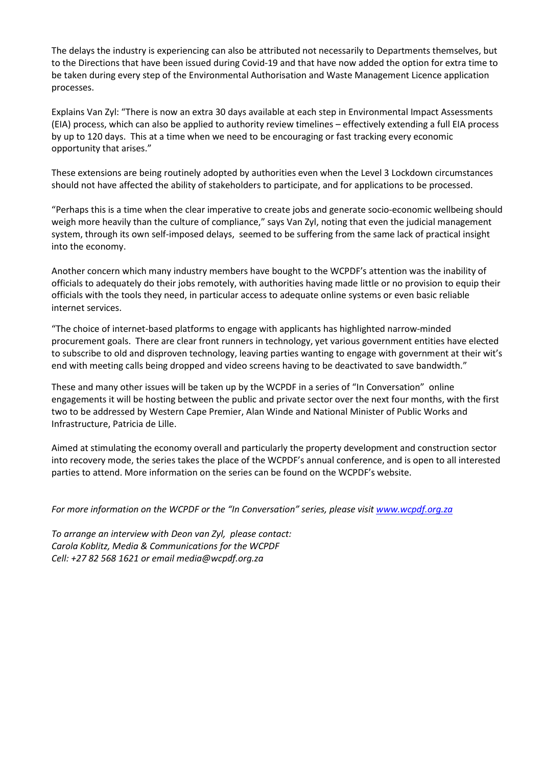The delays the industry is experiencing can also be attributed not necessarily to Departments themselves, but to the Directions that have been issued during Covid-19 and that have now added the option for extra time to be taken during every step of the Environmental Authorisation and Waste Management Licence application processes.

Explains Van Zyl: "There is now an extra 30 days available at each step in Environmental Impact Assessments (EIA) process, which can also be applied to authority review timelines – effectively extending a full EIA process by up to 120 days. This at a time when we need to be encouraging or fast tracking every economic opportunity that arises."

These extensions are being routinely adopted by authorities even when the Level 3 Lockdown circumstances should not have affected the ability of stakeholders to participate, and for applications to be processed.

"Perhaps this is a time when the clear imperative to create jobs and generate socio-economic wellbeing should weigh more heavily than the culture of compliance," says Van Zyl, noting that even the judicial management system, through its own self-imposed delays, seemed to be suffering from the same lack of practical insight into the economy.

Another concern which many industry members have bought to the WCPDF's attention was the inability of officials to adequately do their jobs remotely, with authorities having made little or no provision to equip their officials with the tools they need, in particular access to adequate online systems or even basic reliable internet services.

"The choice of internet-based platforms to engage with applicants has highlighted narrow-minded procurement goals. There are clear front runners in technology, yet various government entities have elected to subscribe to old and disproven technology, leaving parties wanting to engage with government at their wit's end with meeting calls being dropped and video screens having to be deactivated to save bandwidth."

These and many other issues will be taken up by the WCPDF in a series of "In Conversation" online engagements it will be hosting between the public and private sector over the next four months, with the first two to be addressed by Western Cape Premier, Alan Winde and National Minister of Public Works and Infrastructure, Patricia de Lille.

Aimed at stimulating the economy overall and particularly the property development and construction sector into recovery mode, the series takes the place of the WCPDF's annual conference, and is open to all interested parties to attend. More information on the series can be found on the WCPDF's website.

*For more information on the WCPDF or the "In Conversation" series, please visit [www.wcpdf.org.za](http://www.wcpdf.org.za)*

*To arrange an interview with Deon van Zyl, please contact:*
*Carola Koblitz, Media & Communications for the WCPDF*
*Cell: +27 82 568 1621 or email media@wcpdf.org.za*